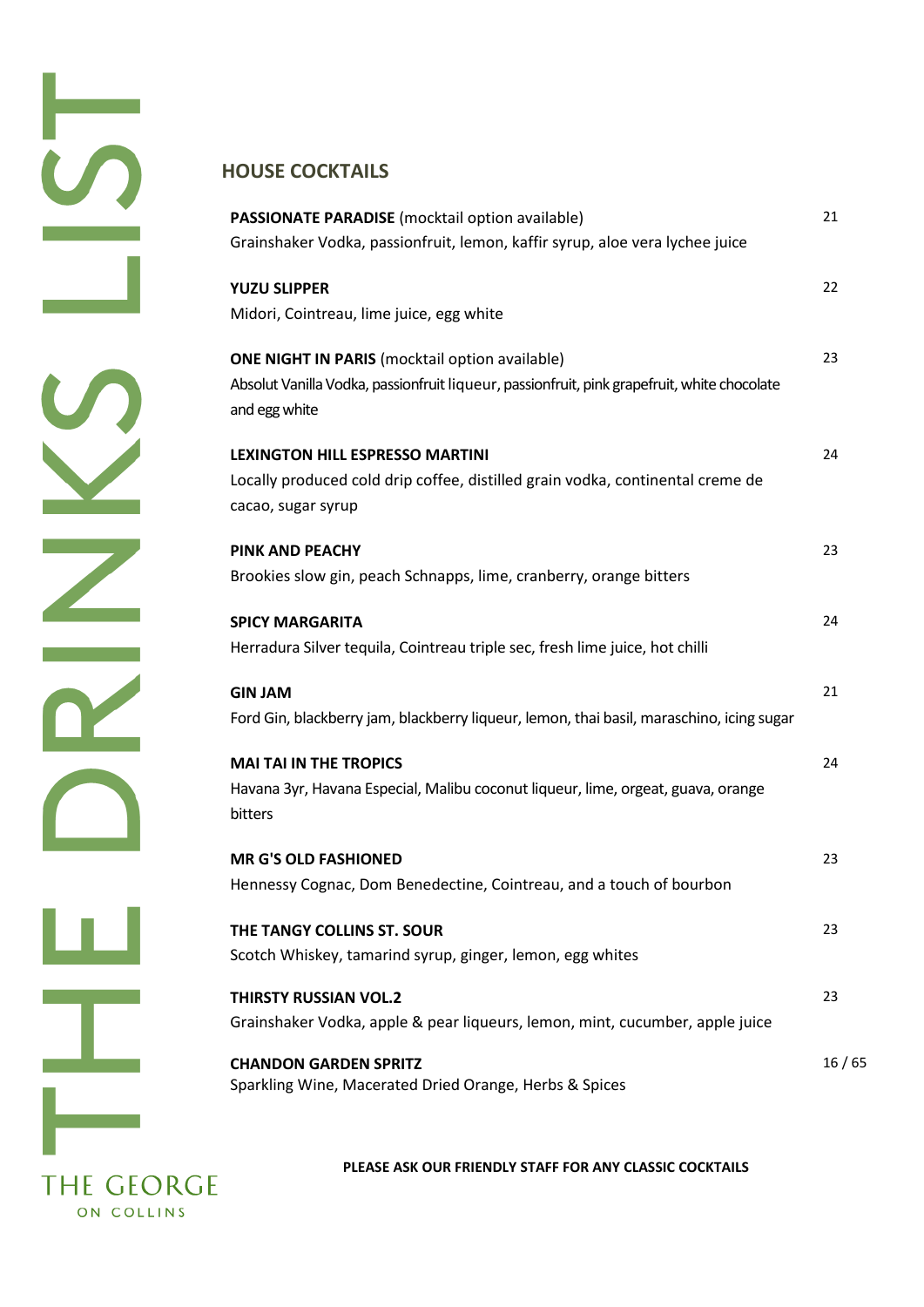# THE DRINKS LIST

## HOUSE COCKTAILS

**PASSIONATE PARADISE** (mocktail option available) — 21
Grainshaker Vodka, passionfruit, lemon, kaffir syrup, aloe vera lychee juice

**YUZU SLIPPER** — 22
Midori, Cointreau, lime juice, egg white

**ONE NIGHT IN PARIS** (mocktail option available) — 23
Absolut Vanilla Vodka, passionfruit liqueur, passionfruit, pink grapefruit, white chocolate and egg white

**LEXINGTON HILL ESPRESSO MARTINI** — 24
Locally produced cold drip coffee, distilled grain vodka, continental creme de cacao, sugar syrup

**PINK AND PEACHY** — 23
Brookies slow gin, peach Schnapps, lime, cranberry, orange bitters

**SPICY MARGARITA** — 24
Herradura Silver tequila, Cointreau triple sec, fresh lime juice, hot chilli

**GIN JAM** — 21
Ford Gin, blackberry jam, blackberry liqueur, lemon, thai basil, maraschino, icing sugar

**MAI TAI IN THE TROPICS** — 24
Havana 3yr, Havana Especial, Malibu coconut liqueur, lime, orgeat, guava, orange bitters

**MR G'S OLD FASHIONED** — 23
Hennessy Cognac, Dom Benedectine, Cointreau, and a touch of bourbon

**THE TANGY COLLINS ST. SOUR** — 23
Scotch Whiskey, tamarind syrup, ginger, lemon, egg whites

**THIRSTY RUSSIAN VOL.2** — 23
Grainshaker Vodka, apple & pear liqueurs, lemon, mint, cucumber, apple juice

**CHANDON GARDEN SPRITZ** — 16 / 65
Sparkling Wine, Macerated Dried Orange, Herbs & Spices

**PLEASE ASK OUR FRIENDLY STAFF FOR ANY CLASSIC COCKTAILS**

THE GEORGE
ON COLLINS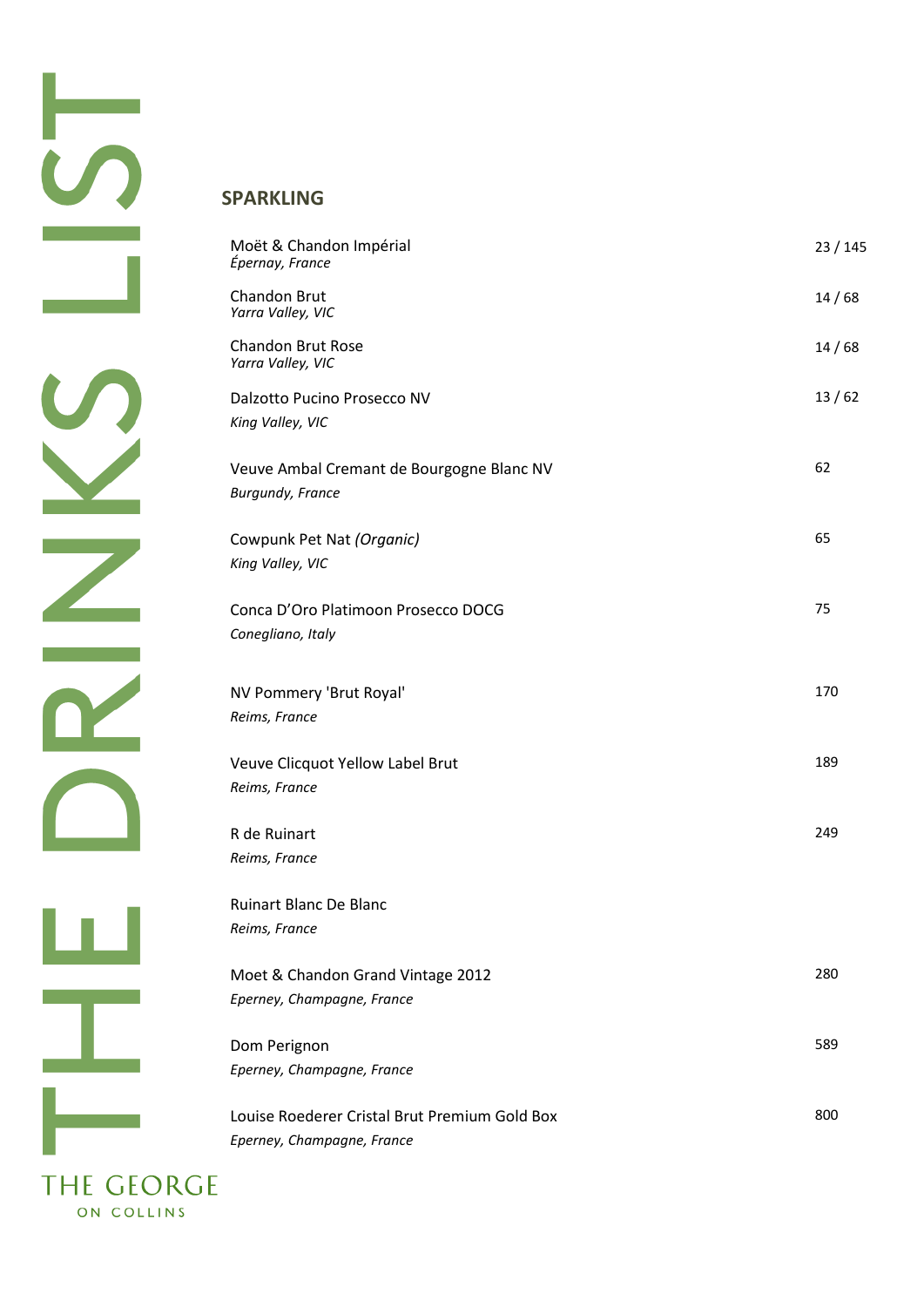THE DRINKS LIST

## SPARKLING

| Wine | Price |
| --- | --- |
| Moët & Chandon Impérial<br>*Épernay, France* | 23 / 145 |
| Chandon Brut<br>*Yarra Valley, VIC* | 14 / 68 |
| Chandon Brut Rose<br>*Yarra Valley, VIC* | 14 / 68 |
| Dalzotto Pucino Prosecco NV<br>*King Valley, VIC* | 13 / 62 |
| Veuve Ambal Cremant de Bourgogne Blanc NV<br>*Burgundy, France* | 62 |
| Cowpunk Pet Nat *(Organic)*<br>*King Valley, VIC* | 65 |
| Conca D'Oro Platimoon Prosecco DOCG<br>*Conegliano, Italy* | 75 |
| NV Pommery 'Brut Royal'<br>*Reims, France* | 170 |
| Veuve Clicquot Yellow Label Brut<br>*Reims, France* | 189 |
| R de Ruinart<br>*Reims, France* | 249 |
| Ruinart Blanc De Blanc<br>*Reims, France* | |
| Moet & Chandon Grand Vintage 2012<br>*Eperney, Champagne, France* | 280 |
| Dom Perignon<br>*Eperney, Champagne, France* | 589 |
| Louise Roederer Cristal Brut Premium Gold Box<br>*Eperney, Champagne, France* | 800 |

THE GEORGE
ON COLLINS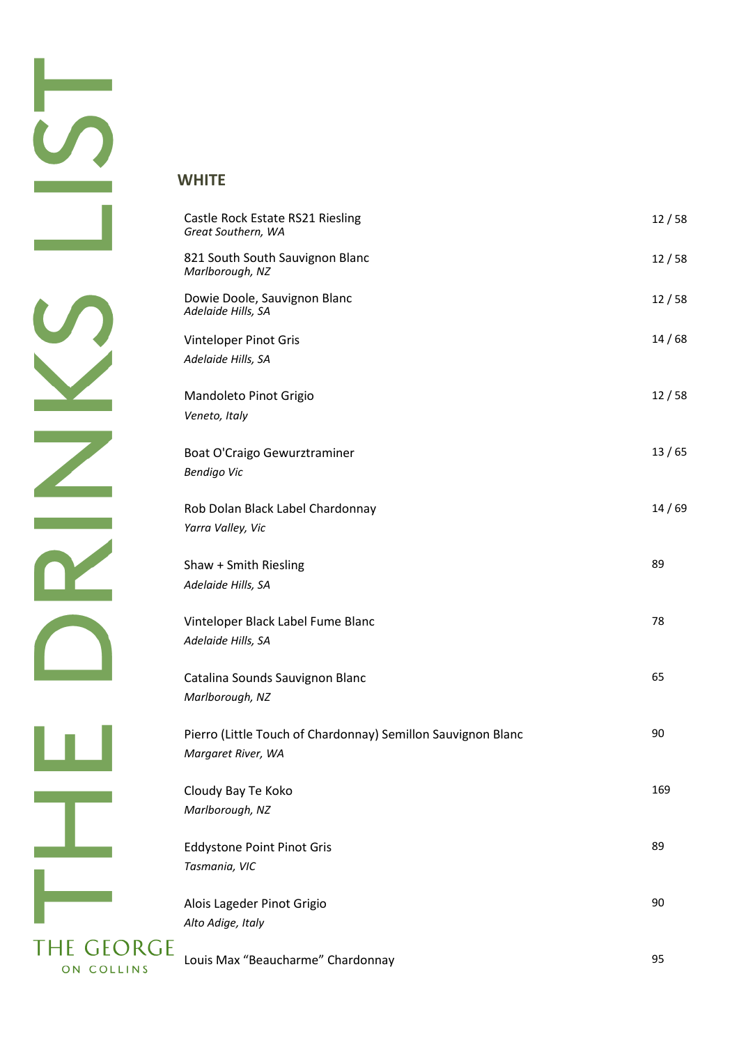# THE DRINKS LIST

## WHITE

| Wine | Price |
|---|---|
| Castle Rock Estate RS21 Riesling<br>*Great Southern, WA* | 12 / 58 |
| 821 South South Sauvignon Blanc<br>*Marlborough, NZ* | 12 / 58 |
| Dowie Doole, Sauvignon Blanc<br>*Adelaide Hills, SA* | 12 / 58 |
| Vinteloper Pinot Gris<br>*Adelaide Hills, SA* | 14 / 68 |
| Mandoleto Pinot Grigio<br>*Veneto, Italy* | 12 / 58 |
| Boat O'Craigo Gewurztraminer<br>*Bendigo Vic* | 13 / 65 |
| Rob Dolan Black Label Chardonnay<br>*Yarra Valley, Vic* | 14 / 69 |
| Shaw + Smith Riesling<br>*Adelaide Hills, SA* | 89 |
| Vinteloper Black Label Fume Blanc<br>*Adelaide Hills, SA* | 78 |
| Catalina Sounds Sauvignon Blanc<br>*Marlborough, NZ* | 65 |
| Pierro (Little Touch of Chardonnay) Semillon Sauvignon Blanc<br>*Margaret River, WA* | 90 |
| Cloudy Bay Te Koko<br>*Marlborough, NZ* | 169 |
| Eddystone Point Pinot Gris<br>*Tasmania, VIC* | 89 |
| Alois Lageder Pinot Grigio<br>*Alto Adige, Italy* | 90 |
| Louis Max "Beaucharme" Chardonnay | 95 |

THE GEORGE ON COLLINS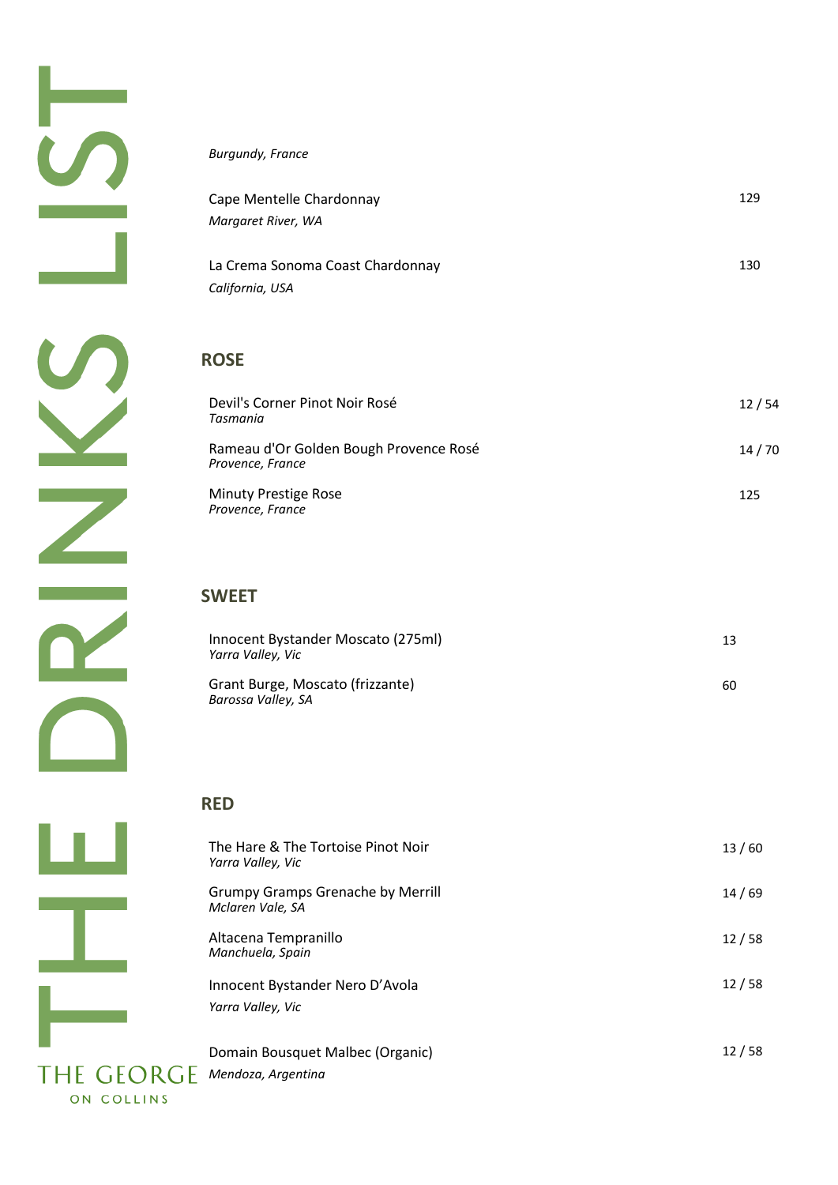*Burgundy, France*

Cape Mentelle Chardonnay — 129
*Margaret River, WA*

La Crema Sonoma Coast Chardonnay — 130
*California, USA*

## ROSE

Devil's Corner Pinot Noir Rosé — 12 / 54
*Tasmania*

Rameau d'Or Golden Bough Provence Rosé — 14 / 70
*Provence, France*

Minuty Prestige Rose — 125
*Provence, France*

## SWEET

Innocent Bystander Moscato (275ml) — 13
*Yarra Valley, Vic*

Grant Burge, Moscato (frizzante) — 60
*Barossa Valley, SA*

## RED

The Hare & The Tortoise Pinot Noir — 13 / 60
*Yarra Valley, Vic*

Grumpy Gramps Grenache by Merrill — 14 / 69
*Mclaren Vale, SA*

Altacena Tempranillo — 12 / 58
*Manchuela, Spain*

Innocent Bystander Nero D'Avola — 12 / 58
*Yarra Valley, Vic*

Domain Bousquet Malbec (Organic) — 12 / 58
*Mendoza, Argentina*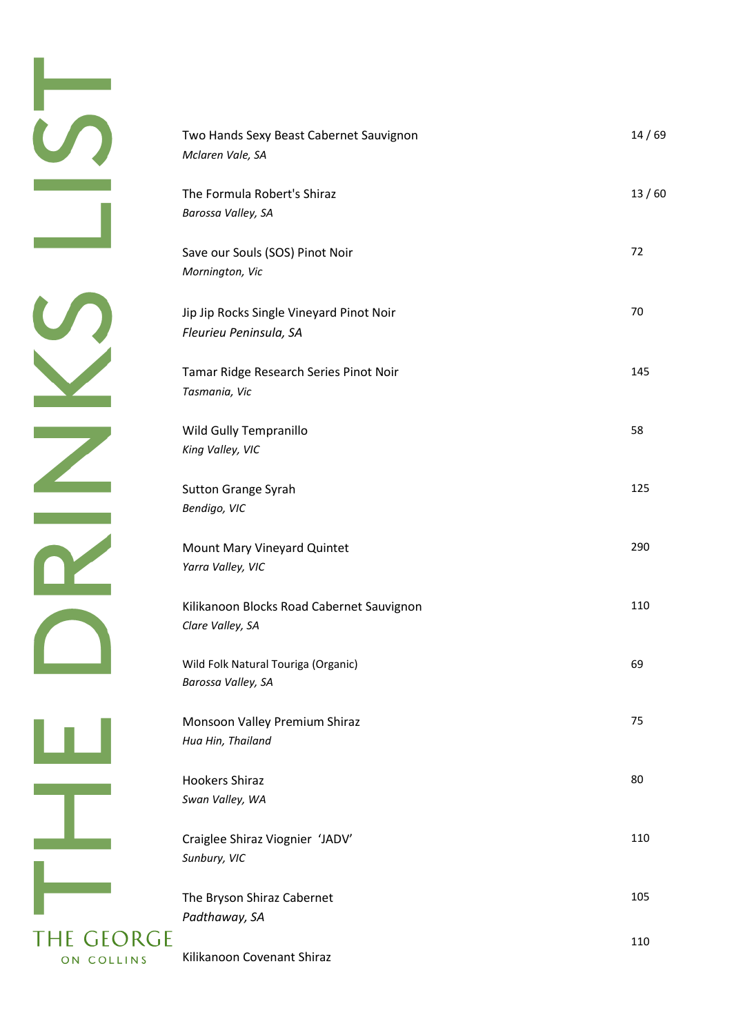# THE DRINKS LIST

Two Hands Sexy Beast Cabernet Sauvignon — 14 / 69
*Mclaren Vale, SA*

The Formula Robert's Shiraz — 13 / 60
*Barossa Valley, SA*

Save our Souls (SOS) Pinot Noir — 72
*Mornington, Vic*

Jip Jip Rocks Single Vineyard Pinot Noir — 70
*Fleurieu Peninsula, SA*

Tamar Ridge Research Series Pinot Noir — 145
*Tasmania, Vic*

Wild Gully Tempranillo — 58
*King Valley, VIC*

Sutton Grange Syrah — 125
*Bendigo, VIC*

Mount Mary Vineyard Quintet — 290
*Yarra Valley, VIC*

Kilikanoon Blocks Road Cabernet Sauvignon — 110
*Clare Valley, SA*

Wild Folk Natural Touriga (Organic) — 69
*Barossa Valley, SA*

Monsoon Valley Premium Shiraz — 75
*Hua Hin, Thailand*

Hookers Shiraz — 80
*Swan Valley, WA*

Craiglee Shiraz Viognier 'JADV' — 110
*Sunbury, VIC*

The Bryson Shiraz Cabernet — 105
*Padthaway, SA*

Kilikanoon Covenant Shiraz — 110

THE GEORGE ON COLLINS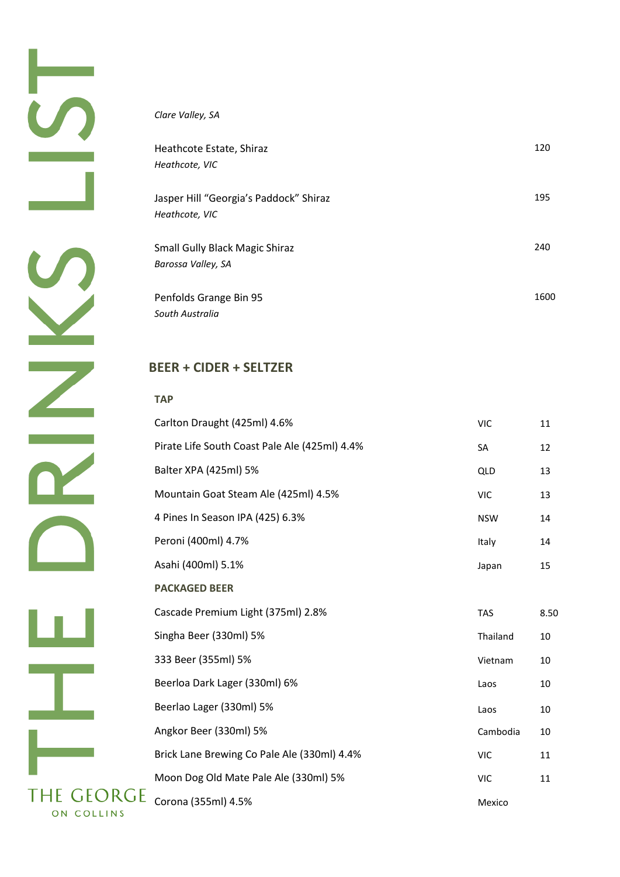*Clare Valley, SA*

Heathcote Estate, Shiraz 120
*Heathcote, VIC*

Jasper Hill "Georgia's Paddock" Shiraz 195
*Heathcote, VIC*

Small Gully Black Magic Shiraz 240
*Barossa Valley, SA*

Penfolds Grange Bin 95 1600
*South Australia*

## BEER + CIDER + SELTZER

### TAP

| | | |
|---|---|---|
| Carlton Draught (425ml) 4.6% | VIC | 11 |
| Pirate Life South Coast Pale Ale (425ml) 4.4% | SA | 12 |
| Balter XPA (425ml) 5% | QLD | 13 |
| Mountain Goat Steam Ale (425ml) 4.5% | VIC | 13 |
| 4 Pines In Season IPA (425) 6.3% | NSW | 14 |
| Peroni (400ml) 4.7% | Italy | 14 |
| Asahi (400ml) 5.1% | Japan | 15 |

### PACKAGED BEER

| | | |
|---|---|---|
| Cascade Premium Light (375ml) 2.8% | TAS | 8.50 |
| Singha Beer (330ml) 5% | Thailand | 10 |
| 333 Beer (355ml) 5% | Vietnam | 10 |
| Beerloa Dark Lager (330ml) 6% | Laos | 10 |
| Beerlao Lager (330ml) 5% | Laos | 10 |
| Angkor Beer (330ml) 5% | Cambodia | 10 |
| Brick Lane Brewing Co Pale Ale (330ml) 4.4% | VIC | 11 |
| Moon Dog Old Mate Pale Ale (330ml) 5% | VIC | 11 |
| Corona (355ml) 4.5% | Mexico | |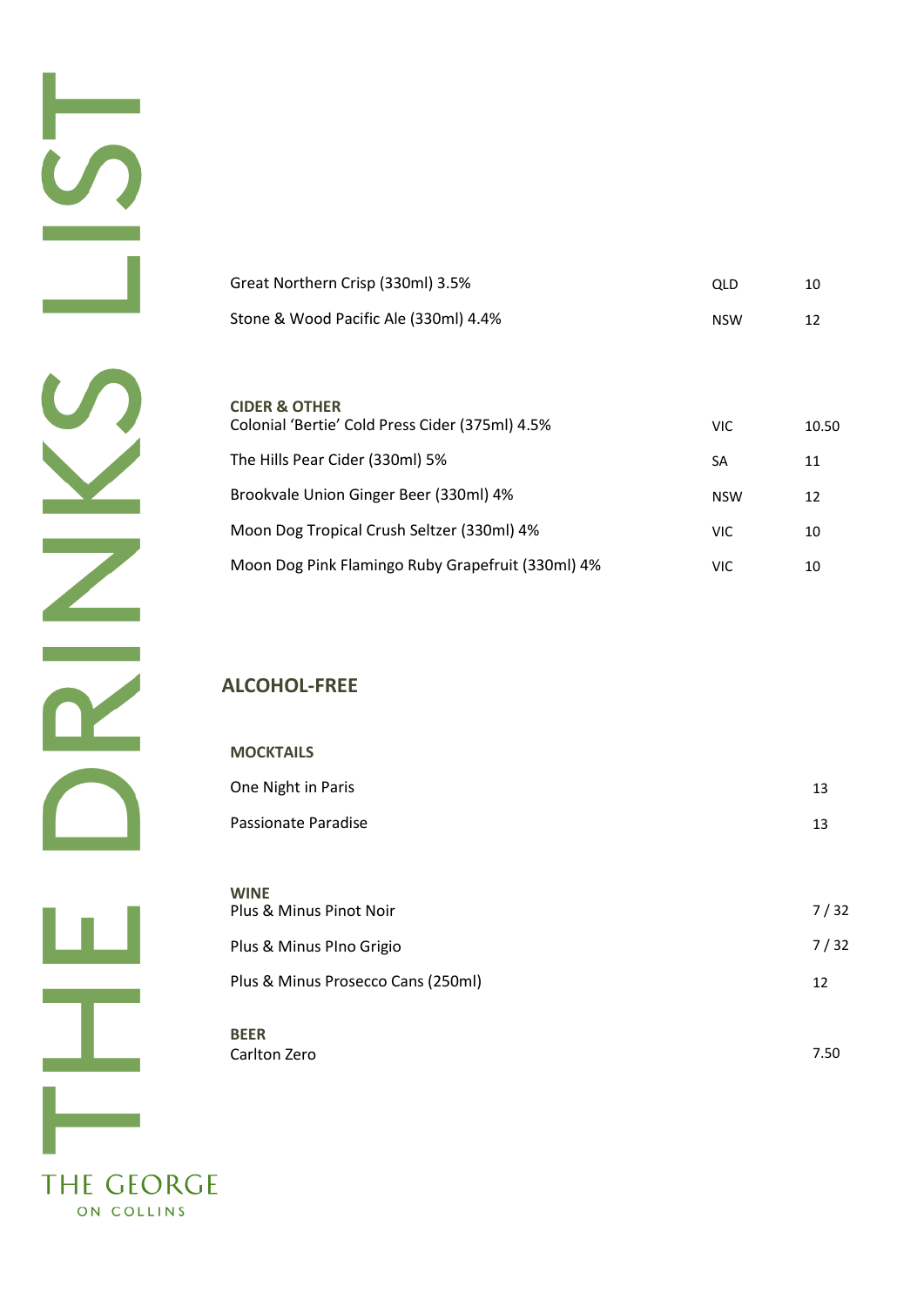# THE DRINKS LIST

| | | |
|---|---|---|
| Great Northern Crisp (330ml) 3.5% | QLD | 10 |
| Stone & Wood Pacific Ale (330ml) 4.4% | NSW | 12 |

### CIDER & OTHER

| | | |
|---|---|---|
| Colonial 'Bertie' Cold Press Cider (375ml) 4.5% | VIC | 10.50 |
| The Hills Pear Cider (330ml) 5% | SA | 11 |
| Brookvale Union Ginger Beer (330ml) 4% | NSW | 12 |
| Moon Dog Tropical Crush Seltzer (330ml) 4% | VIC | 10 |
| Moon Dog Pink Flamingo Ruby Grapefruit (330ml) 4% | VIC | 10 |

## ALCOHOL-FREE

### MOCKTAILS

| | |
|---|---|
| One Night in Paris | 13 |
| Passionate Paradise | 13 |

### WINE

| | |
|---|---|
| Plus & Minus Pinot Noir | 7 / 32 |
| Plus & Minus PIno Grigio | 7 / 32 |
| Plus & Minus Prosecco Cans (250ml) | 12 |

### BEER

| | |
|---|---|
| Carlton Zero | 7.50 |

THE GEORGE
ON COLLINS